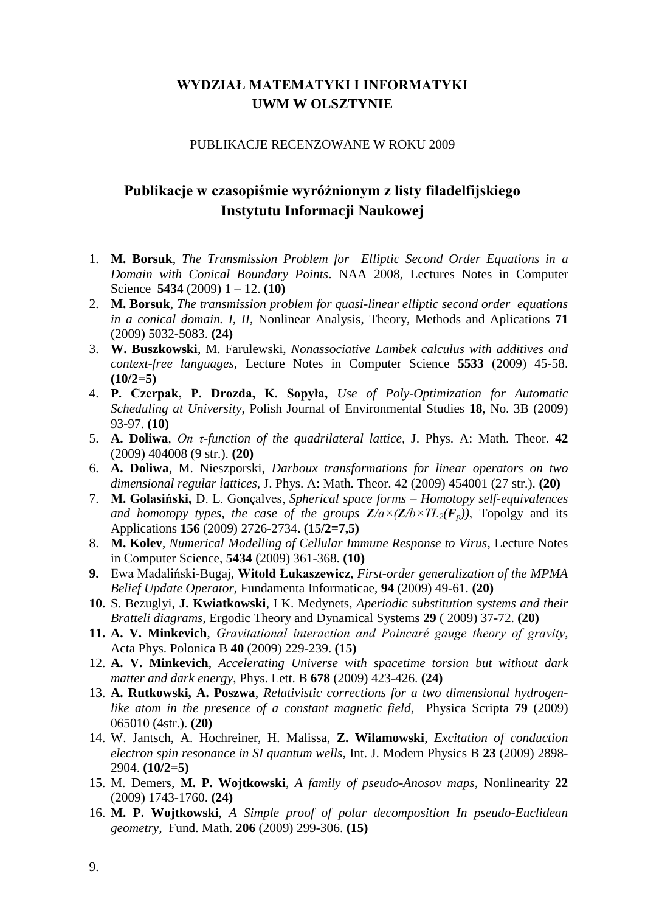**WYDZIAŁ MATEMATYKI I INFORMATYKI**
**UWM W OLSZTYNIE**

PUBLIKACJE RECENZOWANE W ROKU 2009

## Publikacje w czasopiśmie wyróżnionym z listy filadelfijskiego Instytutu Informacji Naukowej

1. **M. Borsuk**, *The Transmission Problem for Elliptic Second Order Equations in a Domain with Conical Boundary Points*. NAA 2008, Lectures Notes in Computer Science **5434** (2009) 1 – 12. **(10)**
2. **M. Borsuk**, *The transmission problem for quasi-linear elliptic second order equations in a conical domain. I, II*, Nonlinear Analysis, Theory, Methods and Aplications **71** (2009) 5032-5083. **(24)**
3. **W. Buszkowski**, M. Farulewski, *Nonassociative Lambek calculus with additives and context-free languages*, Lecture Notes in Computer Science **5533** (2009) 45-58. **(10/2=5)**
4. **P. Czerpak, P. Drozda, K. Sopyła,** *Use of Poly-Optimization for Automatic Scheduling at University*, Polish Journal of Environmental Studies **18**, No. 3B (2009) 93-97. **(10)**
5. **A. Doliwa**, *On τ-function of the quadrilateral lattice*, J. Phys. A: Math. Theor. **42** (2009) 404008 (9 str.). **(20)**
6. **A. Doliwa**, M. Nieszporski, *Darboux transformations for linear operators on two dimensional regular lattices*, J. Phys. A: Math. Theor. 42 (2009) 454001 (27 str.). **(20)**
7. **M. Golasiński,** D. L. Gonçalves, *Spherical space forms – Homotopy self-equivalences and homotopy types, the case of the groups* $\mathbf{Z}/a\times(\mathbf{Z}/b\times TL_2(\mathbf{F}_p))$, Topolgy and its Applications **156** (2009) 2726-2734**. (15/2=7,5)**
8. **M. Kolev**, *Numerical Modelling of Cellular Immune Response to Virus*, Lecture Notes in Computer Science, **5434** (2009) 361-368. **(10)**
9. Ewa Madalińska-Bugaj, **Witold Łukaszewicz**, *First-order generalization of the MPMA Belief Update Operator*, Fundamenta Informaticae, **94** (2009) 49-61. **(20)**
10. S. Bezuglyi, **J. Kwiatkowski**, I K. Medynets, *Aperiodic substitution systems and their Bratteli diagrams*, Ergodic Theory and Dynamical Systems **29** ( 2009) 37-72. **(20)**
11. **A. V. Minkevich**, *Gravitational interaction and Poincaré gauge theory of gravity*, Acta Phys. Polonica B **40** (2009) 229-239. **(15)**
12. **A. V. Minkevich**, *Accelerating Universe with spacetime torsion but without dark matter and dark energy*, Phys. Lett. B **678** (2009) 423-426. **(24)**
13. **A. Rutkowski, A. Poszwa**, *Relativistic corrections for a two dimensional hydrogen-like atom in the presence of a constant magnetic field*, Physica Scripta **79** (2009) 065010 (4str.). **(20)**
14. W. Jantsch, A. Hochreiner, H. Malissa, **Z. Wilamowski**, *Excitation of conduction electron spin resonance in SI quantum wells*, Int. J. Modern Physics B **23** (2009) 2898-2904. **(10/2=5)**
15. M. Demers, **M. P. Wojtkowski**, *A family of pseudo-Anosov maps*, Nonlinearity **22** (2009) 1743-1760. **(24)**
16. **M. P. Wojtkowski**, *A Simple proof of polar decomposition In pseudo-Euclidean geometry*, Fund. Math. **206** (2009) 299-306. **(15)**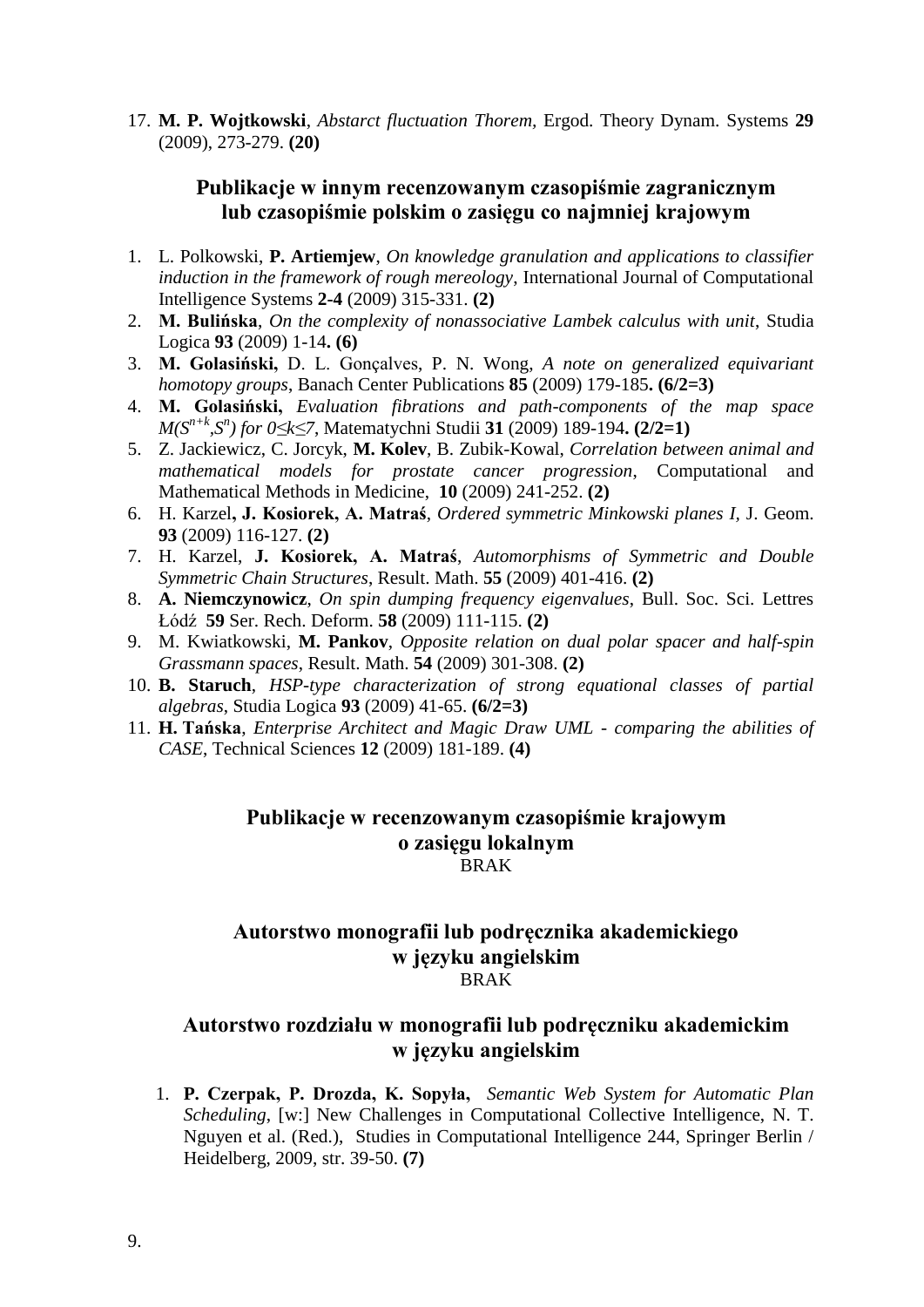17. **M. P. Wojtkowski**, *Abstarct fluctuation Thorem*, Ergod. Theory Dynam. Systems **29** (2009), 273-279. **(20)**

## Publikacje w innym recenzowanym czasopiśmie zagranicznym lub czasopiśmie polskim o zasięgu co najmniej krajowym

1. L. Polkowski, **P. Artiemjew**, *On knowledge granulation and applications to classifier induction in the framework of rough mereology*, International Journal of Computational Intelligence Systems **2-4** (2009) 315-331. **(2)**
2. **M. Bulińska**, *On the complexity of nonassociative Lambek calculus with unit*, Studia Logica **93** (2009) 1-14**. (6)**
3. **M. Golasiński,** D. L. Gonçalves, P. N. Wong, *A note on generalized equivariant homotopy groups*, Banach Center Publications **85** (2009) 179-185**. (6/2=3)**
4. **M. Golasiński,** *Evaluation fibrations and path-components of the map space* $M(S^{n+k},S^n)$ *for* $0\leq k\leq 7$, Matematychni Studii **31** (2009) 189-194**. (2/2=1)**
5. Z. Jackiewicz, C. Jorcyk, **M. Kolev**, B. Zubik-Kowal, *Correlation between animal and mathematical models for prostate cancer progression*, Computational and Mathematical Methods in Medicine, **10** (2009) 241-252. **(2)**
6. H. Karzel**, J. Kosiorek, A. Matraś**, *Ordered symmetric Minkowski planes I*, J. Geom. **93** (2009) 116-127. **(2)**
7. H. Karzel, **J. Kosiorek, A. Matraś**, *Automorphisms of Symmetric and Double Symmetric Chain Structures*, Result. Math. **55** (2009) 401-416. **(2)**
8. **A. Niemczynowicz**, *On spin dumping frequency eigenvalues*, Bull. Soc. Sci. Lettres Łódź **59** Ser. Rech. Deform. **58** (2009) 111-115. **(2)**
9. M. Kwiatkowski, **M. Pankov**, *Opposite relation on dual polar spacer and half-spin Grassmann spaces*, Result. Math. **54** (2009) 301-308. **(2)**
10. **B. Staruch**, *HSP-type characterization of strong equational classes of partial algebras*, Studia Logica **93** (2009) 41-65. **(6/2=3)**
11. **H. Tańska**, *Enterprise Architect and Magic Draw UML - comparing the abilities of CASE*, Technical Sciences **12** (2009) 181-189. **(4)**

## Publikacje w recenzowanym czasopiśmie krajowym o zasięgu lokalnym

BRAK

## Autorstwo monografii lub podręcznika akademickiego w języku angielskim

BRAK

## Autorstwo rozdziału w monografii lub podręczniku akademickim w języku angielskim

1. **P. Czerpak, P. Drozda, K. Sopyła,** *Semantic Web System for Automatic Plan Scheduling*, [w:] New Challenges in Computational Collective Intelligence, N. T. Nguyen et al. (Red.), Studies in Computational Intelligence 244, Springer Berlin / Heidelberg, 2009, str. 39-50. **(7)**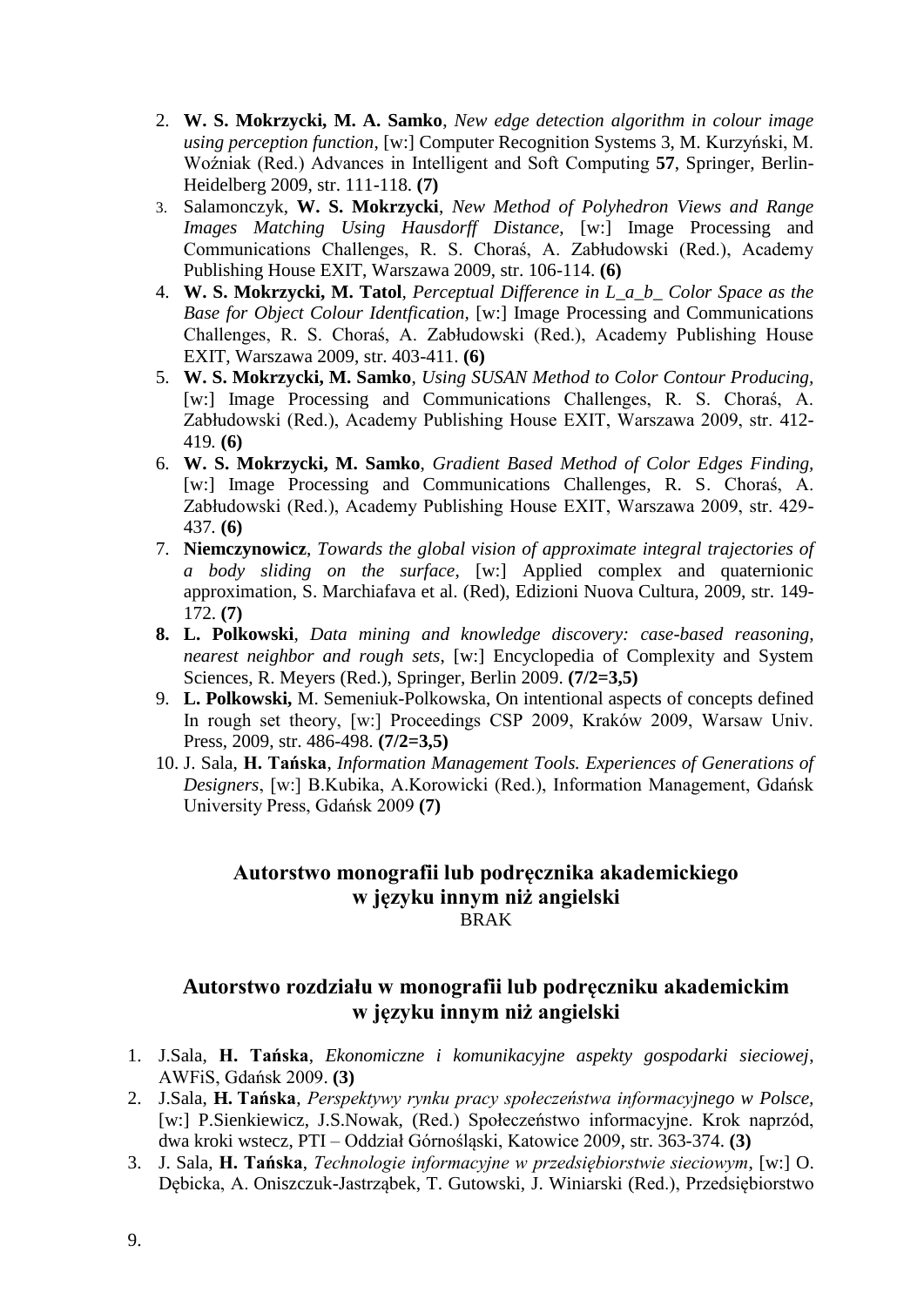2. **W. S. Mokrzycki, M. A. Samko**, *New edge detection algorithm in colour image using perception function*, [w:] Computer Recognition Systems 3, M. Kurzyński, M. Woźniak (Red.) Advances in Intelligent and Soft Computing **57**, Springer, Berlin-Heidelberg 2009, str. 111-118. **(7)**
3. Salamonczyk, **W. S. Mokrzycki**, *New Method of Polyhedron Views and Range Images Matching Using Hausdorff Distance*, [w:] Image Processing and Communications Challenges, R. S. Choraś, A. Zabłudowski (Red.), Academy Publishing House EXIT, Warszawa 2009, str. 106-114. **(6)**
4. **W. S. Mokrzycki, M. Tatol**, *Perceptual Difference in L_a_b_ Color Space as the Base for Object Colour Identfication*, [w:] Image Processing and Communications Challenges, R. S. Choraś, A. Zabłudowski (Red.), Academy Publishing House EXIT, Warszawa 2009, str. 403-411. **(6)**
5. **W. S. Mokrzycki, M. Samko**, *Using SUSAN Method to Color Contour Producing*, [w:] Image Processing and Communications Challenges, R. S. Choraś, A. Zabłudowski (Red.), Academy Publishing House EXIT, Warszawa 2009, str. 412-419. **(6)**
6. **W. S. Mokrzycki, M. Samko**, *Gradient Based Method of Color Edges Finding*, [w:] Image Processing and Communications Challenges, R. S. Choraś, A. Zabłudowski (Red.), Academy Publishing House EXIT, Warszawa 2009, str. 429-437. **(6)**
7. **Niemczynowicz**, *Towards the global vision of approximate integral trajectories of a body sliding on the surface*, [w:] Applied complex and quaternionic approximation, S. Marchiafava et al. (Red), Edizioni Nuova Cultura, 2009, str. 149-172. **(7)**
8. **L. Polkowski**, *Data mining and knowledge discovery: case-based reasoning, nearest neighbor and rough sets*, [w:] Encyclopedia of Complexity and System Sciences, R. Meyers (Red.), Springer, Berlin 2009. **(7/2=3,5)**
9. **L. Polkowski,** M. Semeniuk-Polkowska, On intentional aspects of concepts defined In rough set theory, [w:] Proceedings CSP 2009, Kraków 2009, Warsaw Univ. Press, 2009, str. 486-498. **(7/2=3,5)**
10. J. Sala, **H. Tańska**, *Information Management Tools. Experiences of Generations of Designers*, [w:] B.Kubika, A.Korowicki (Red.), Information Management, Gdańsk University Press, Gdańsk 2009 **(7)**

## Autorstwo monografii lub podręcznika akademickiego w języku innym niż angielski

BRAK

## Autorstwo rozdziału w monografii lub podręczniku akademickim w języku innym niż angielski

1. J.Sala, **H. Tańska**, *Ekonomiczne i komunikacyjne aspekty gospodarki sieciowej*, AWFiS, Gdańsk 2009. **(3)**
2. J.Sala, **H. Tańska**, *Perspektywy rynku pracy społeczeństwa informacyjnego w Polsce,* [w:] P.Sienkiewicz, J.S.Nowak, (Red.) Społeczeństwo informacyjne. Krok naprzód, dwa kroki wstecz, PTI – Oddział Górnośląski, Katowice 2009, str. 363-374. **(3)**
3. J. Sala, **H. Tańska**, *Technologie informacyjne w przedsiębiorstwie sieciowym*, [w:] O. Dębicka, A. Oniszczuk-Jastrząbek, T. Gutowski, J. Winiarski (Red.), Przedsiębiorstwo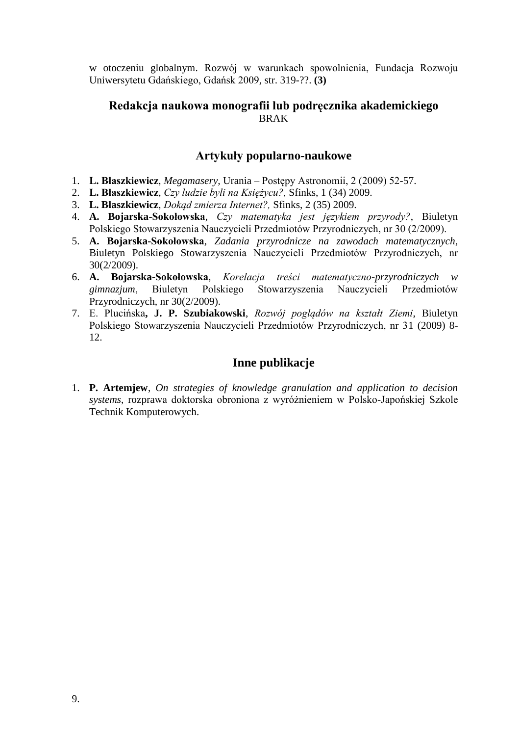w otoczeniu globalnym. Rozwój w warunkach spowolnienia, Fundacja Rozwoju Uniwersytetu Gdańskiego, Gdańsk 2009, str. 319-??. **(3)**

## Redakcja naukowa monografii lub podręcznika akademickiego

BRAK

## Artykuły popularno-naukowe

1. **L. Błaszkiewicz**, *Megamasery*, Urania – Postępy Astronomii, 2 (2009) 52-57.
2. **L. Błaszkiewicz**, *Czy ludzie byli na Księżycu?,* Sfinks, 1 (34) 2009.
3. **L. Błaszkiewicz**, *Dokąd zmierza Internet?,* Sfinks, 2 (35) 2009.
4. **A. Bojarska-Sokołowska**, *Czy matematyka jest językiem przyrody?*, Biuletyn Polskiego Stowarzyszenia Nauczycieli Przedmiotów Przyrodniczych, nr 30 (2/2009).
5. **A. Bojarska-Sokołowska**, *Zadania przyrodnicze na zawodach matematycznych*, Biuletyn Polskiego Stowarzyszenia Nauczycieli Przedmiotów Przyrodniczych, nr 30(2/2009).
6. **A. Bojarska-Sokołowska**, *Korelacja treści matematyczno-przyrodniczych w gimnazjum*, Biuletyn Polskiego Stowarzyszenia Nauczycieli Przedmiotów Przyrodniczych, nr 30(2/2009).
7. E. Plucińska**, J. P. Szubiakowski**, *Rozwój poglądów na kształt Ziemi*, Biuletyn Polskiego Stowarzyszenia Nauczycieli Przedmiotów Przyrodniczych, nr 31 (2009) 8-12.

## Inne publikacje

1. **P. Artemjew**, *On strategies of knowledge granulation and application to decision systems*, rozprawa doktorska obroniona z wyróżnieniem w Polsko-Japońskiej Szkole Technik Komputerowych.